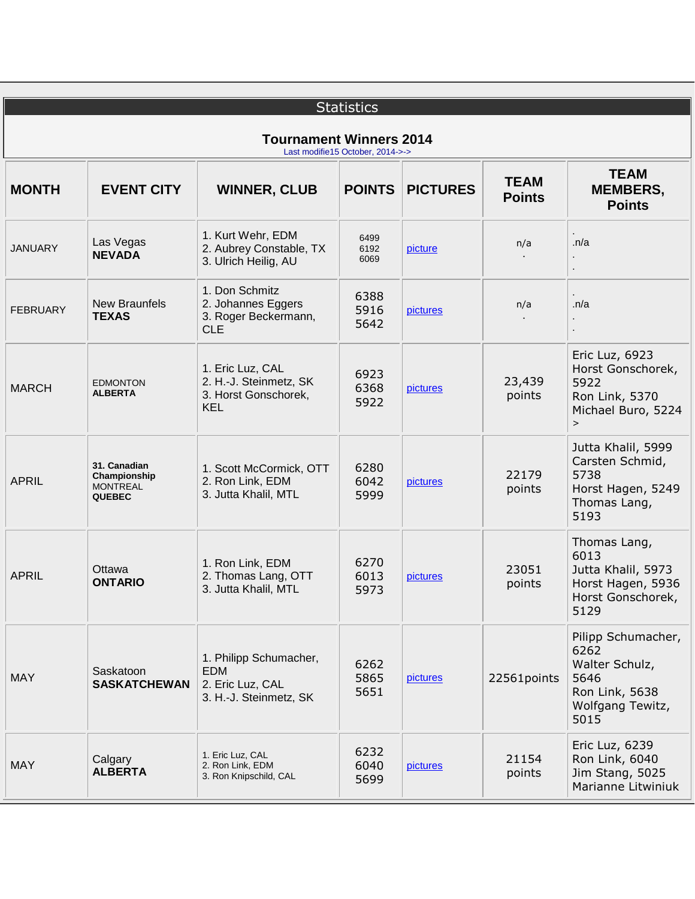Statistics

## Tournament Winners 2014

Last modifie15 October, 2014->->

| MONTH | EVENT CITY | WINNER, CLUB | POINTS | PICTURES | TEAM Points | TEAM MEMBERS, Points |
|---|---|---|---|---|---|---|
| JANUARY | Las Vegas **NEVADA** | 1. Kurt Wehr, EDM 2. Aubrey Constable, TX 3. Ulrich Heilig, AU | 6499 6192 6069 | picture | n/a . | . .n/a . . |
| FEBRUARY | New Braunfels **TEXAS** | 1. Don Schmitz 2. Johannes Eggers 3. Roger Beckermann, CLE | 6388 5916 5642 | pictures | n/a . | . .n/a . . |
| MARCH | EDMONTON **ALBERTA** | 1. Eric Luz, CAL 2. H.-J. Steinmetz, SK 3. Horst Gonschorek, KEL | 6923 6368 5922 | pictures | 23,439 points | Eric Luz, 6923 Horst Gonschorek, 5922 Ron Link, 5370 Michael Buro, 5224 > |
| APRIL | **31. Canadian Championship** MONTREAL **QUEBEC** | 1. Scott McCormick, OTT 2. Ron Link, EDM 3. Jutta Khalil, MTL | 6280 6042 5999 | pictures | 22179 points | Jutta Khalil, 5999 Carsten Schmid, 5738 Horst Hagen, 5249 Thomas Lang, 5193 |
| APRIL | Ottawa **ONTARIO** | 1. Ron Link, EDM 2. Thomas Lang, OTT 3. Jutta Khalil, MTL | 6270 6013 5973 | pictures | 23051 points | Thomas Lang, 6013 Jutta Khalil, 5973 Horst Hagen, 5936 Horst Gonschorek, 5129 |
| MAY | Saskatoon **SASKATCHEWAN** | 1. Philipp Schumacher, EDM 2. Eric Luz, CAL 3. H.-J. Steinmetz, SK | 6262 5865 5651 | pictures | 22561points | Pilipp Schumacher, 6262 Walter Schulz, 5646 Ron Link, 5638 Wolfgang Tewitz, 5015 |
| MAY | Calgary **ALBERTA** | 1. Eric Luz, CAL 2. Ron Link, EDM 3. Ron Knipschild, CAL | 6232 6040 5699 | pictures | 21154 points | Eric Luz, 6239 Ron Link, 6040 Jim Stang, 5025 Marianne Litwiniuk |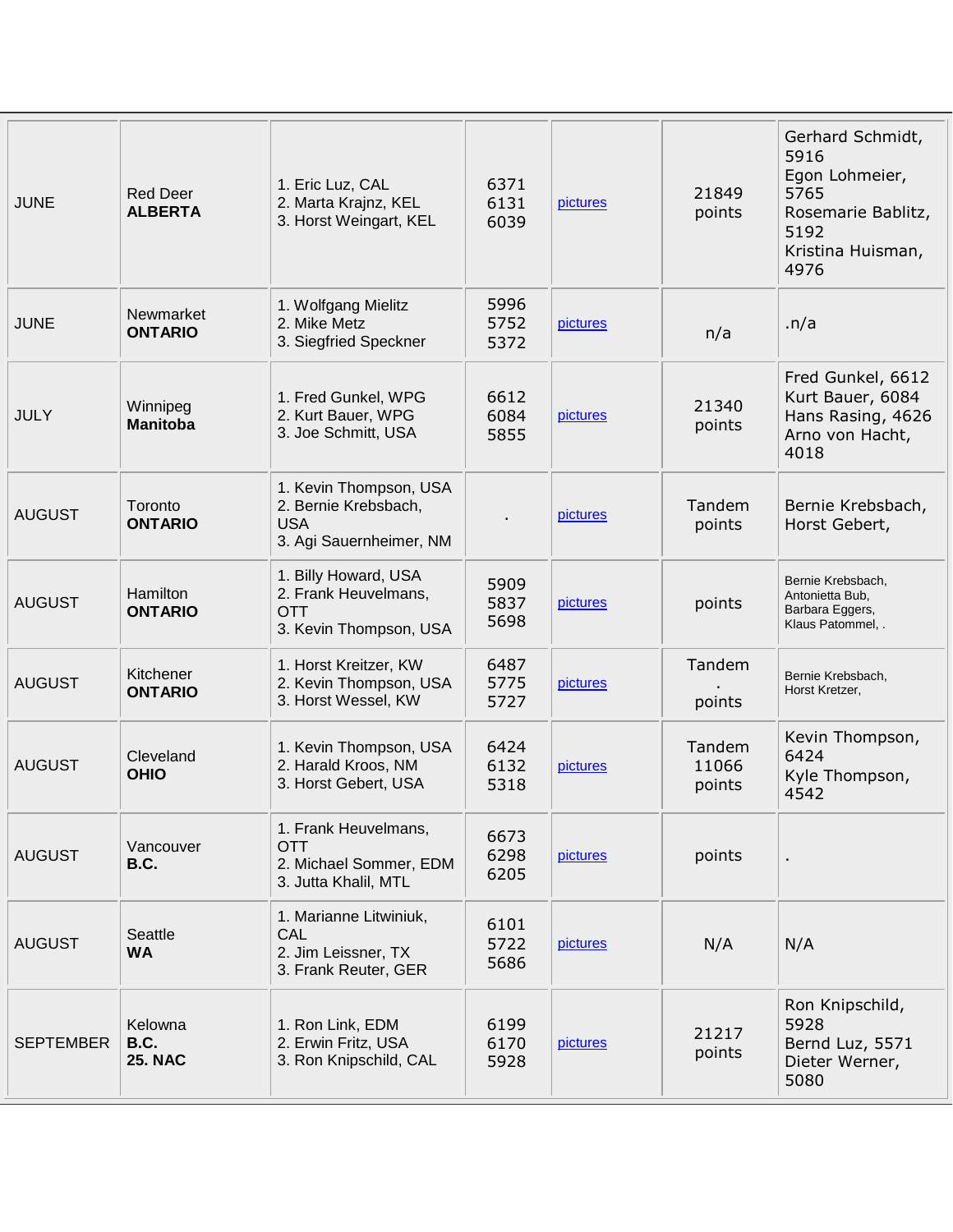| | | | | | | |
|---|---|---|---|---|---|---|
| JUNE | Red Deer **ALBERTA** | 1. Eric Luz, CAL<br>2. Marta Krajnz, KEL<br>3. Horst Weingart, KEL | 6371<br>6131<br>6039 | pictures | 21849 points | Gerhard Schmidt, 5916<br>Egon Lohmeier, 5765<br>Rosemarie Bablitz, 5192<br>Kristina Huisman, 4976 |
| JUNE | Newmarket **ONTARIO** | 1. Wolfgang Mielitz<br>2. Mike Metz<br>3. Siegfried Speckner | 5996<br>5752<br>5372 | pictures | n/a | .n/a |
| JULY | Winnipeg **Manitoba** | 1. Fred Gunkel, WPG<br>2. Kurt Bauer, WPG<br>3. Joe Schmitt, USA | 6612<br>6084<br>5855 | pictures | 21340 points | Fred Gunkel, 6612<br>Kurt Bauer, 6084<br>Hans Rasing, 4626<br>Arno von Hacht, 4018 |
| AUGUST | Toronto **ONTARIO** | 1. Kevin Thompson, USA<br>2. Bernie Krebsbach, USA<br>3. Agi Sauernheimer, NM | . | pictures | Tandem points | Bernie Krebsbach,<br>Horst Gebert, |
| AUGUST | Hamilton **ONTARIO** | 1. Billy Howard, USA<br>2. Frank Heuvelmans, OTT<br>3. Kevin Thompson, USA | 5909<br>5837<br>5698 | pictures | points | Bernie Krebsbach,<br>Antonietta Bub,<br>Barbara Eggers,<br>Klaus Patommel, . |
| AUGUST | Kitchener **ONTARIO** | 1. Horst Kreitzer, KW<br>2. Kevin Thompson, USA<br>3. Horst Wessel, KW | 6487<br>5775<br>5727 | pictures | Tandem<br>.<br>points | Bernie Krebsbach,<br>Horst Kretzer, |
| AUGUST | Cleveland **OHIO** | 1. Kevin Thompson, USA<br>2. Harald Kroos, NM<br>3. Horst Gebert, USA | 6424<br>6132<br>5318 | pictures | Tandem 11066 points | Kevin Thompson, 6424<br>Kyle Thompson, 4542 |
| AUGUST | Vancouver **B.C.** | 1. Frank Heuvelmans, OTT<br>2. Michael Sommer, EDM<br>3. Jutta Khalil, MTL | 6673<br>6298<br>6205 | pictures | points | . |
| AUGUST | Seattle **WA** | 1. Marianne Litwiniuk, CAL<br>2. Jim Leissner, TX<br>3. Frank Reuter, GER | 6101<br>5722<br>5686 | pictures | N/A | N/A |
| SEPTEMBER | Kelowna **B.C.** **25. NAC** | 1. Ron Link, EDM<br>2. Erwin Fritz, USA<br>3. Ron Knipschild, CAL | 6199<br>6170<br>5928 | pictures | 21217 points | Ron Knipschild, 5928<br>Bernd Luz, 5571<br>Dieter Werner, 5080 |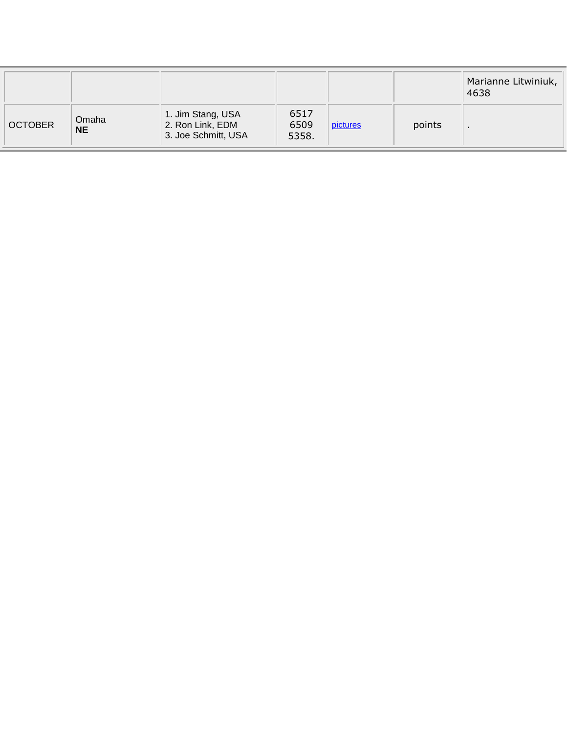| | | | | | | |
|---|---|---|---|---|---|---|
| | | | | | | Marianne Litwiniuk, 4638 |
| OCTOBER | Omaha **NE** | 1. Jim Stang, USA<br>2. Ron Link, EDM<br>3. Joe Schmitt, USA | 6517<br>6509<br>5358. | pictures | points | . |